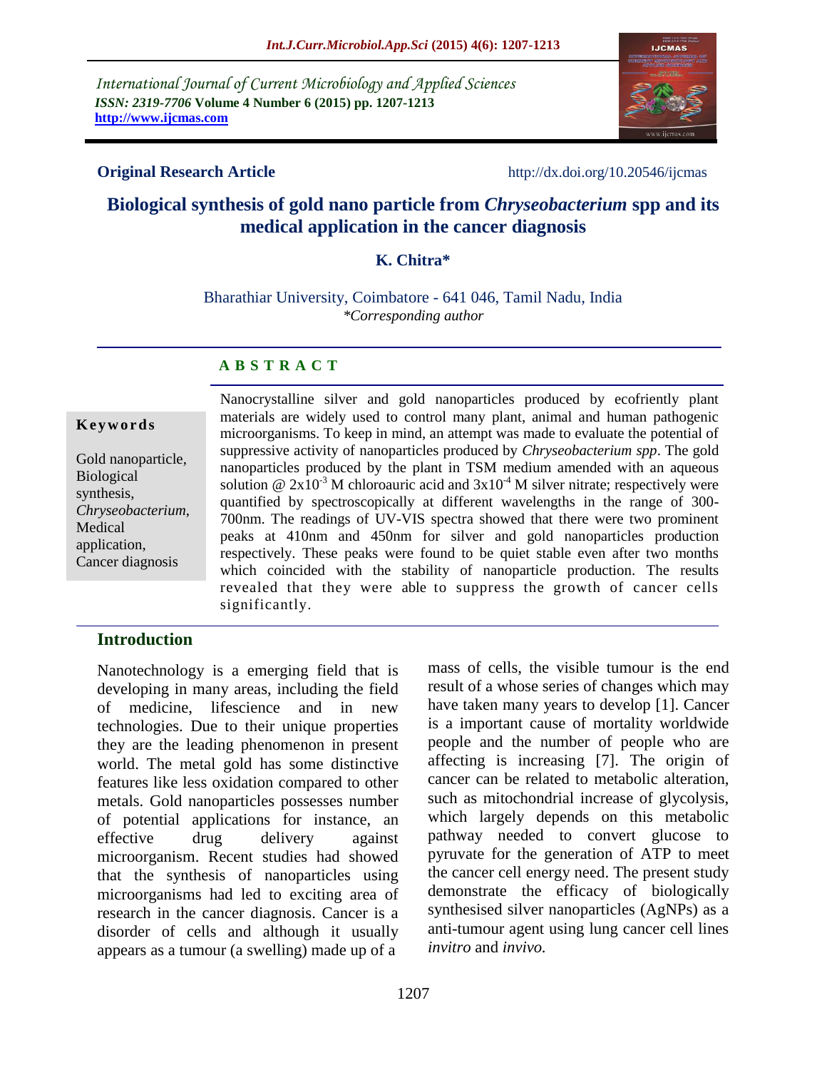International Journal of Current Microbiology and Applied Sciences
*ISSN: 2319-7706* **Volume 4 Number 6 (2015) pp. 1207-1213**
**http://www.ijcmas.com**

**Original Research Article** http://dx.doi.org/10.20546/ijcmas

# Biological synthesis of gold nano particle from *Chryseobacterium* spp and its medical application in the cancer diagnosis

**K. Chitra***

Bharathiar University, Coimbatore - 641 046, Tamil Nadu, India
*Corresponding author*

## A B S T R A C T

**Keywords**

Gold nanoparticle, Biological synthesis, *Chryseobacterium*, Medical application, Cancer diagnosis

Nanocrystalline silver and gold nanoparticles produced by ecofriently plant materials are widely used to control many plant, animal and human pathogenic microorganisms. To keep in mind, an attempt was made to evaluate the potential of suppressive activity of nanoparticles produced by *Chryseobacterium spp*. The gold nanoparticles produced by the plant in TSM medium amended with an aqueous solution @ $2x10^{-3}$ M chloroauric acid and $3x10^{-4}$ M silver nitrate; respectively were quantified by spectroscopically at different wavelengths in the range of 300-700nm. The readings of UV-VIS spectra showed that there were two prominent peaks at 410nm and 450nm for silver and gold nanoparticles production respectively. These peaks were found to be quiet stable even after two months which coincided with the stability of nanoparticle production. The results revealed that they were able to suppress the growth of cancer cells significantly.

## Introduction

Nanotechnology is a emerging field that is developing in many areas, including the field of medicine, lifescience and in new technologies. Due to their unique properties they are the leading phenomenon in present world. The metal gold has some distinctive features like less oxidation compared to other metals. Gold nanoparticles possesses number of potential applications for instance, an effective drug delivery against microorganism. Recent studies had showed that the synthesis of nanoparticles using microorganisms had led to exciting area of research in the cancer diagnosis. Cancer is a disorder of cells and although it usually appears as a tumour (a swelling) made up of a mass of cells, the visible tumour is the end result of a whose series of changes which may have taken many years to develop [1]. Cancer is a important cause of mortality worldwide people and the number of people who are affecting is increasing [7]. The origin of cancer can be related to metabolic alteration, such as mitochondrial increase of glycolysis, which largely depends on this metabolic pathway needed to convert glucose to pyruvate for the generation of ATP to meet the cancer cell energy need. The present study demonstrate the efficacy of biologically synthesised silver nanoparticles (AgNPs) as a anti-tumour agent using lung cancer cell lines *invitro* and *invivo.*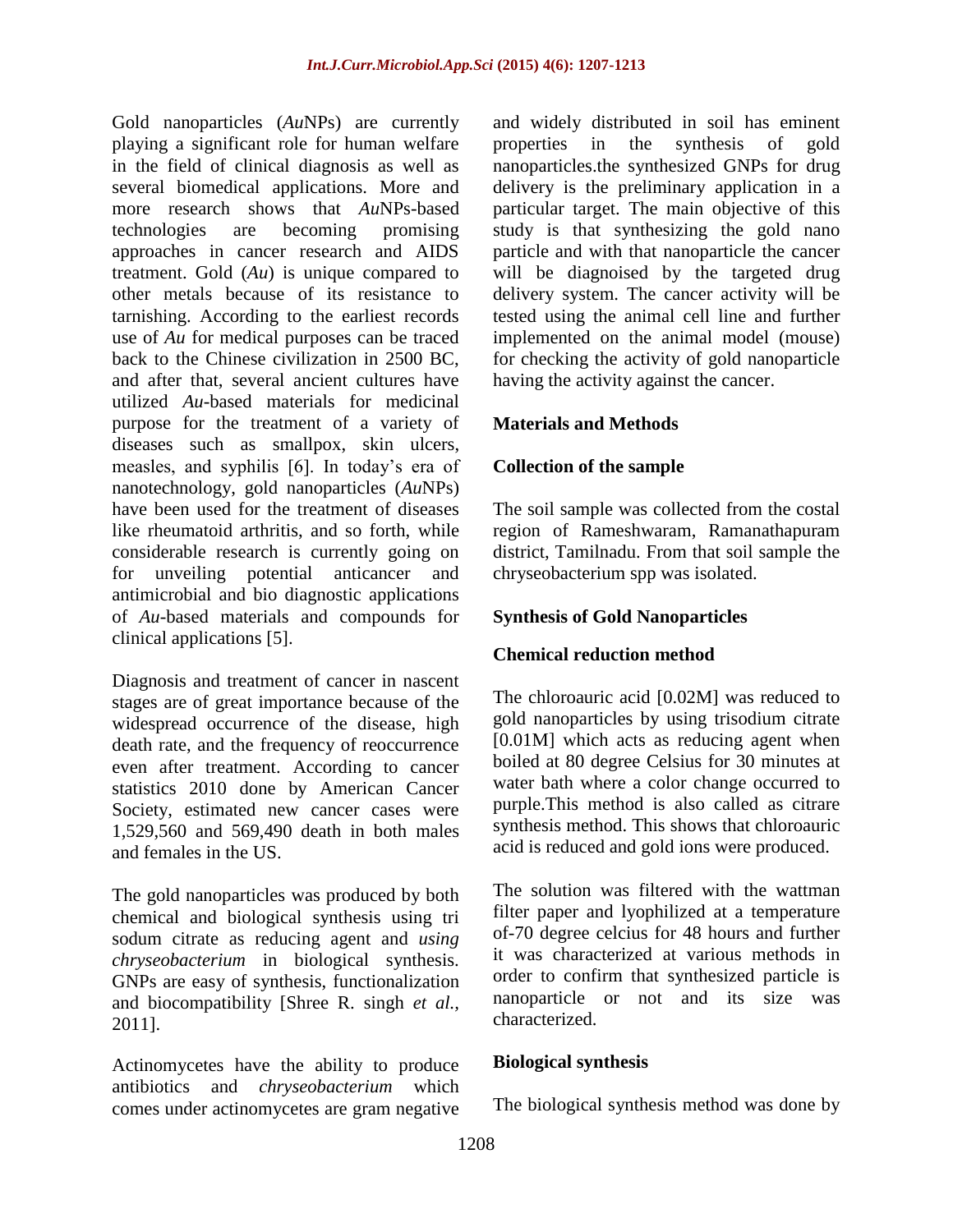Gold nanoparticles (*Au*NPs) are currently playing a significant role for human welfare in the field of clinical diagnosis as well as several biomedical applications. More and more research shows that *Au*NPs-based technologies are becoming promising approaches in cancer research and AIDS treatment. Gold (*Au*) is unique compared to other metals because of its resistance to tarnishing. According to the earliest records use of *Au* for medical purposes can be traced back to the Chinese civilization in 2500 BC, and after that, several ancient cultures have utilized *Au*-based materials for medicinal purpose for the treatment of a variety of diseases such as smallpox, skin ulcers, measles, and syphilis [6]. In today's era of nanotechnology, gold nanoparticles (*Au*NPs) have been used for the treatment of diseases like rheumatoid arthritis, and so forth, while considerable research is currently going on for unveiling potential anticancer and antimicrobial and bio diagnostic applications of *Au*-based materials and compounds for clinical applications [5].

Diagnosis and treatment of cancer in nascent stages are of great importance because of the widespread occurrence of the disease, high death rate, and the frequency of reoccurrence even after treatment. According to cancer statistics 2010 done by American Cancer Society, estimated new cancer cases were 1,529,560 and 569,490 death in both males and females in the US.

The gold nanoparticles was produced by both chemical and biological synthesis using tri sodum citrate as reducing agent and *using chryseobacterium* in biological synthesis. GNPs are easy of synthesis, functionalization and biocompatibility [Shree R. singh *et al.*, 2011].

Actinomycetes have the ability to produce antibiotics and *chryseobacterium* which comes under actinomycetes are gram negative and widely distributed in soil has eminent properties in the synthesis of gold nanoparticles.the synthesized GNPs for drug delivery is the preliminary application in a particular target. The main objective of this study is that synthesizing the gold nano particle and with that nanoparticle the cancer will be diagnoised by the targeted drug delivery system. The cancer activity will be tested using the animal cell line and further implemented on the animal model (mouse) for checking the activity of gold nanoparticle having the activity against the cancer.

## Materials and Methods

### Collection of the sample

The soil sample was collected from the costal region of Rameshwaram, Ramanathapuram district, Tamilnadu. From that soil sample the chryseobacterium spp was isolated.

### Synthesis of Gold Nanoparticles

### Chemical reduction method

The chloroauric acid [0.02M] was reduced to gold nanoparticles by using trisodium citrate [0.01M] which acts as reducing agent when boiled at 80 degree Celsius for 30 minutes at water bath where a color change occurred to purple.This method is also called as citrare synthesis method. This shows that chloroauric acid is reduced and gold ions were produced.

The solution was filtered with the wattman filter paper and lyophilized at a temperature of-70 degree celcius for 48 hours and further it was characterized at various methods in order to confirm that synthesized particle is nanoparticle or not and its size was characterized.

### Biological synthesis

The biological synthesis method was done by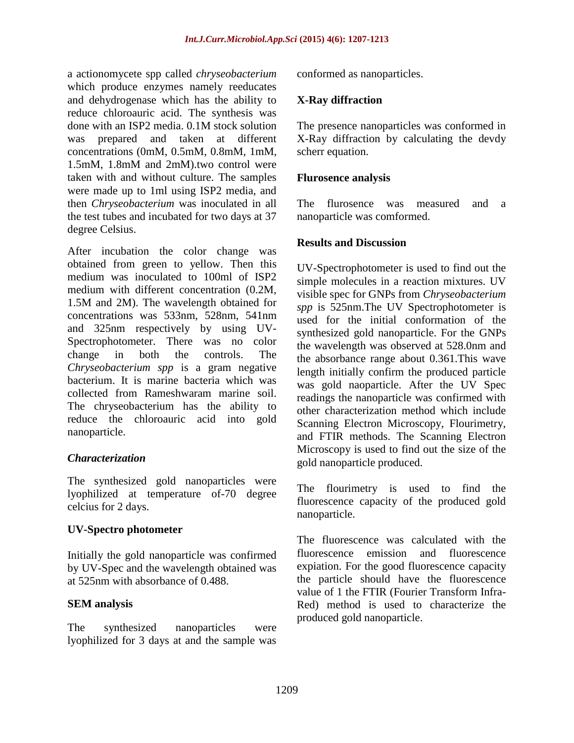a actionomycete spp called *chryseobacterium* which produce enzymes namely reeducates and dehydrogenase which has the ability to reduce chloroauric acid. The synthesis was done with an ISP2 media. 0.1M stock solution was prepared and taken at different concentrations (0mM, 0.5mM, 0.8mM, 1mM, 1.5mM, 1.8mM and 2mM).two control were taken with and without culture. The samples were made up to 1ml using ISP2 media, and then *Chryseobacterium* was inoculated in all the test tubes and incubated for two days at 37 degree Celsius.

After incubation the color change was obtained from green to yellow. Then this medium was inoculated to 100ml of ISP2 medium with different concentration (0.2M, 1.5M and 2M). The wavelength obtained for concentrations was 533nm, 528nm, 541nm and 325nm respectively by using UV-Spectrophotometer. There was no color change in both the controls. The *Chryseobacterium spp* is a gram negative bacterium. It is marine bacteria which was collected from Rameshwaram marine soil. The chryseobacterium has the ability to reduce the chloroauric acid into gold nanoparticle.

### *Characterization*

The synthesized gold nanoparticles were lyophilized at temperature of-70 degree celcius for 2 days.

### UV-Spectro photometer

Initially the gold nanoparticle was confirmed by UV-Spec and the wavelength obtained was at 525nm with absorbance of 0.488.

### SEM analysis

The synthesized nanoparticles were lyophilized for 3 days at and the sample was conformed as nanoparticles.

### X-Ray diffraction

The presence nanoparticles was conformed in X-Ray diffraction by calculating the devdy scherr equation.

### Flurosence analysis

The flurosence was measured and a nanoparticle was comformed.

## Results and Discussion

UV-Spectrophotometer is used to find out the simple molecules in a reaction mixtures. UV visible spec for GNPs from *Chryseobacterium spp* is 525nm.The UV Spectrophotometer is used for the initial conformation of the synthesized gold nanoparticle. For the GNPs the wavelength was observed at 528.0nm and the absorbance range about 0.361.This wave length initially confirm the produced particle was gold naoparticle. After the UV Spec readings the nanoparticle was confirmed with other characterization method which include Scanning Electron Microscopy, Flourimetry, and FTIR methods. The Scanning Electron Microscopy is used to find out the size of the gold nanoparticle produced.

The flourimetry is used to find the fluorescence capacity of the produced gold nanoparticle.

The fluorescence was calculated with the fluorescence emission and fluorescence expiation. For the good fluorescence capacity the particle should have the fluorescence value of 1 the FTIR (Fourier Transform Infra-Red) method is used to characterize the produced gold nanoparticle.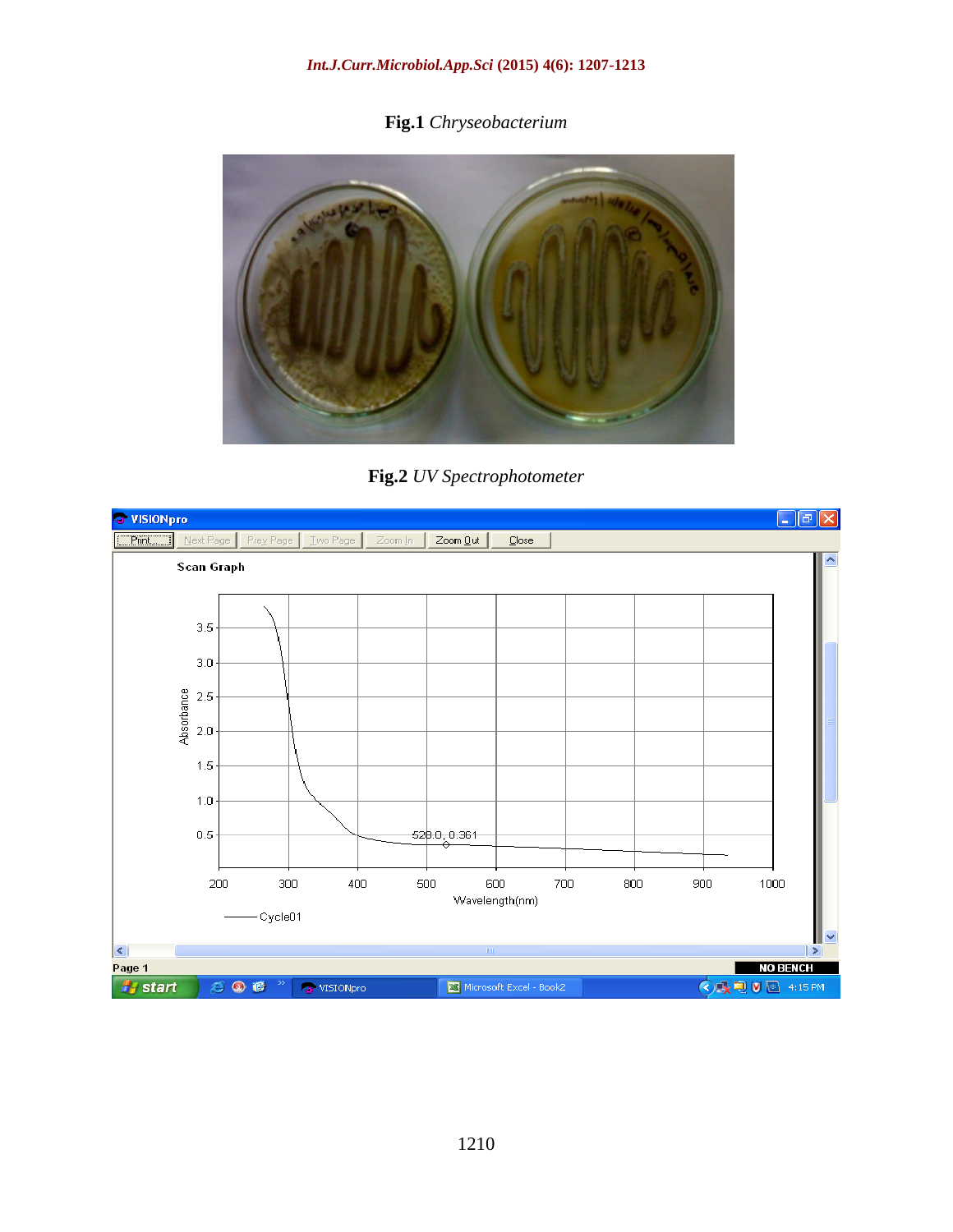**Fig.1** *Chryseobacterium*

**Fig.2** *UV Spectrophotometer*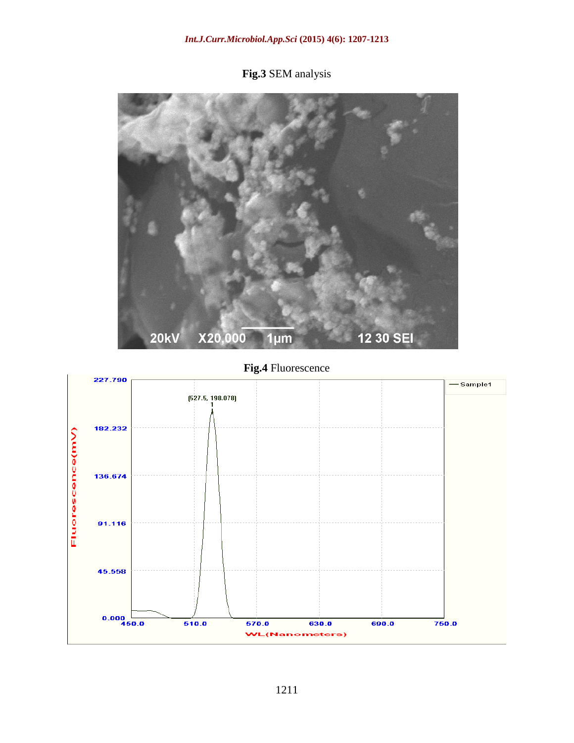**Fig.3** SEM analysis

**Fig.4** Fluorescence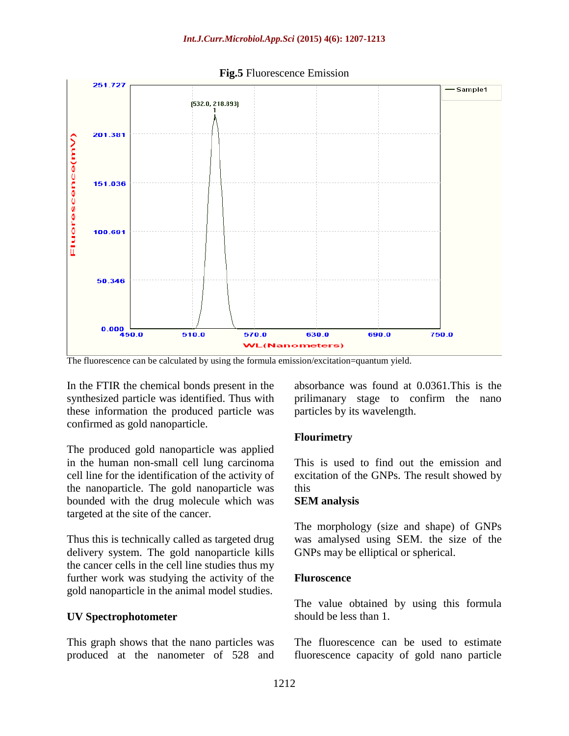**Fig.5** Fluorescence Emission

The fluorescence can be calculated by using the formula emission/excitation=quantum yield.

In the FTIR the chemical bonds present in the synthesized particle was identified. Thus with these information the produced particle was confirmed as gold nanoparticle.

The produced gold nanoparticle was applied in the human non-small cell lung carcinoma cell line for the identification of the activity of the nanoparticle. The gold nanoparticle was bounded with the drug molecule which was targeted at the site of the cancer.

Thus this is technically called as targeted drug delivery system. The gold nanoparticle kills the cancer cells in the cell line studies thus my further work was studying the activity of the gold nanoparticle in the animal model studies.

**UV Spectrophotometer**

This graph shows that the nano particles was produced at the nanometer of 528 and absorbance was found at 0.0361.This is the prilimanary stage to confirm the nano particles by its wavelength.

**Flourimetry**

This is used to find out the emission and excitation of the GNPs. The result showed by this

**SEM analysis**

The morphology (size and shape) of GNPs was amalysed using SEM. the size of the GNPs may be elliptical or spherical.

**Fluroscence**

The value obtained by using this formula should be less than 1.

The fluorescence can be used to estimate fluorescence capacity of gold nano particle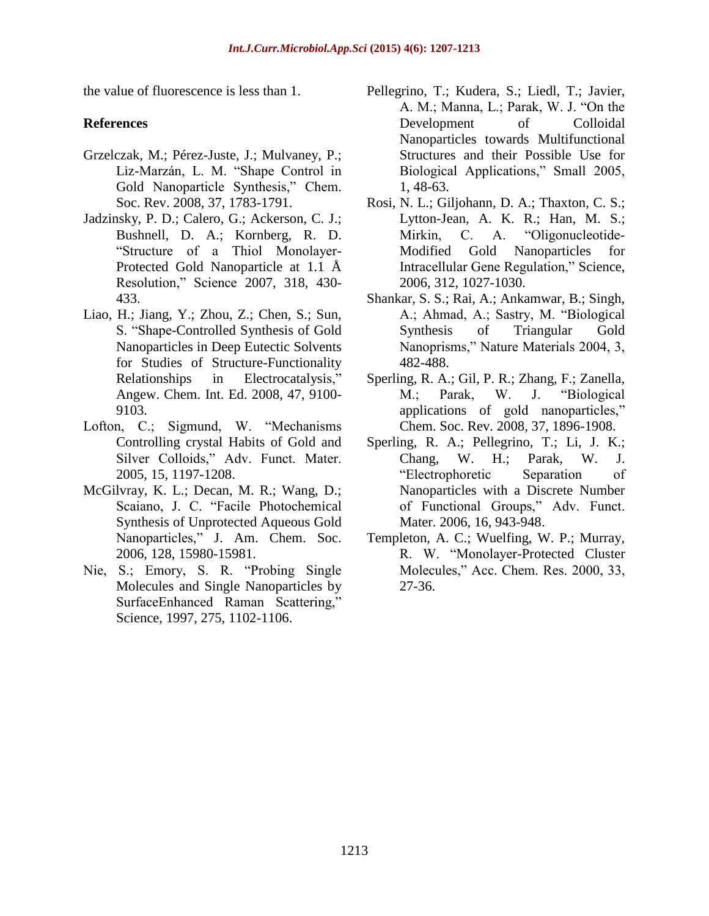the value of fluorescence is less than 1.

## References

Grzelczak, M.; Pérez-Juste, J.; Mulvaney, P.; Liz-Marzán, L. M. "Shape Control in Gold Nanoparticle Synthesis," Chem. Soc. Rev. 2008, 37, 1783-1791.

Jadzinsky, P. D.; Calero, G.; Ackerson, C. J.; Bushnell, D. A.; Kornberg, R. D. "Structure of a Thiol Monolayer-Protected Gold Nanoparticle at 1.1 Å Resolution," Science 2007, 318, 430-433.

Liao, H.; Jiang, Y.; Zhou, Z.; Chen, S.; Sun, S. "Shape-Controlled Synthesis of Gold Nanoparticles in Deep Eutectic Solvents for Studies of Structure-Functionality Relationships in Electrocatalysis," Angew. Chem. Int. Ed. 2008, 47, 9100-9103.

Lofton, C.; Sigmund, W. "Mechanisms Controlling crystal Habits of Gold and Silver Colloids," Adv. Funct. Mater. 2005, 15, 1197-1208.

McGilvray, K. L.; Decan, M. R.; Wang, D.; Scaiano, J. C. "Facile Photochemical Synthesis of Unprotected Aqueous Gold Nanoparticles," J. Am. Chem. Soc. 2006, 128, 15980-15981.

Nie, S.; Emory, S. R. "Probing Single Molecules and Single Nanoparticles by SurfaceEnhanced Raman Scattering," Science, 1997, 275, 1102-1106.

Pellegrino, T.; Kudera, S.; Liedl, T.; Javier, A. M.; Manna, L.; Parak, W. J. "On the Development of Colloidal Nanoparticles towards Multifunctional Structures and their Possible Use for Biological Applications," Small 2005, 1, 48-63.

Rosi, N. L.; Giljohann, D. A.; Thaxton, C. S.; Lytton-Jean, A. K. R.; Han, M. S.; Mirkin, C. A. "Oligonucleotide-Modified Gold Nanoparticles for Intracellular Gene Regulation," Science, 2006, 312, 1027-1030.

Shankar, S. S.; Rai, A.; Ankamwar, B.; Singh, A.; Ahmad, A.; Sastry, M. "Biological Synthesis of Triangular Gold Nanoprisms," Nature Materials 2004, 3, 482-488.

Sperling, R. A.; Gil, P. R.; Zhang, F.; Zanella, M.; Parak, W. J. "Biological applications of gold nanoparticles," Chem. Soc. Rev. 2008, 37, 1896-1908.

Sperling, R. A.; Pellegrino, T.; Li, J. K.; Chang, W. H.; Parak, W. J. "Electrophoretic Separation of Nanoparticles with a Discrete Number of Functional Groups," Adv. Funct. Mater. 2006, 16, 943-948.

Templeton, A. C.; Wuelfing, W. P.; Murray, R. W. "Monolayer-Protected Cluster Molecules," Acc. Chem. Res. 2000, 33, 27-36.